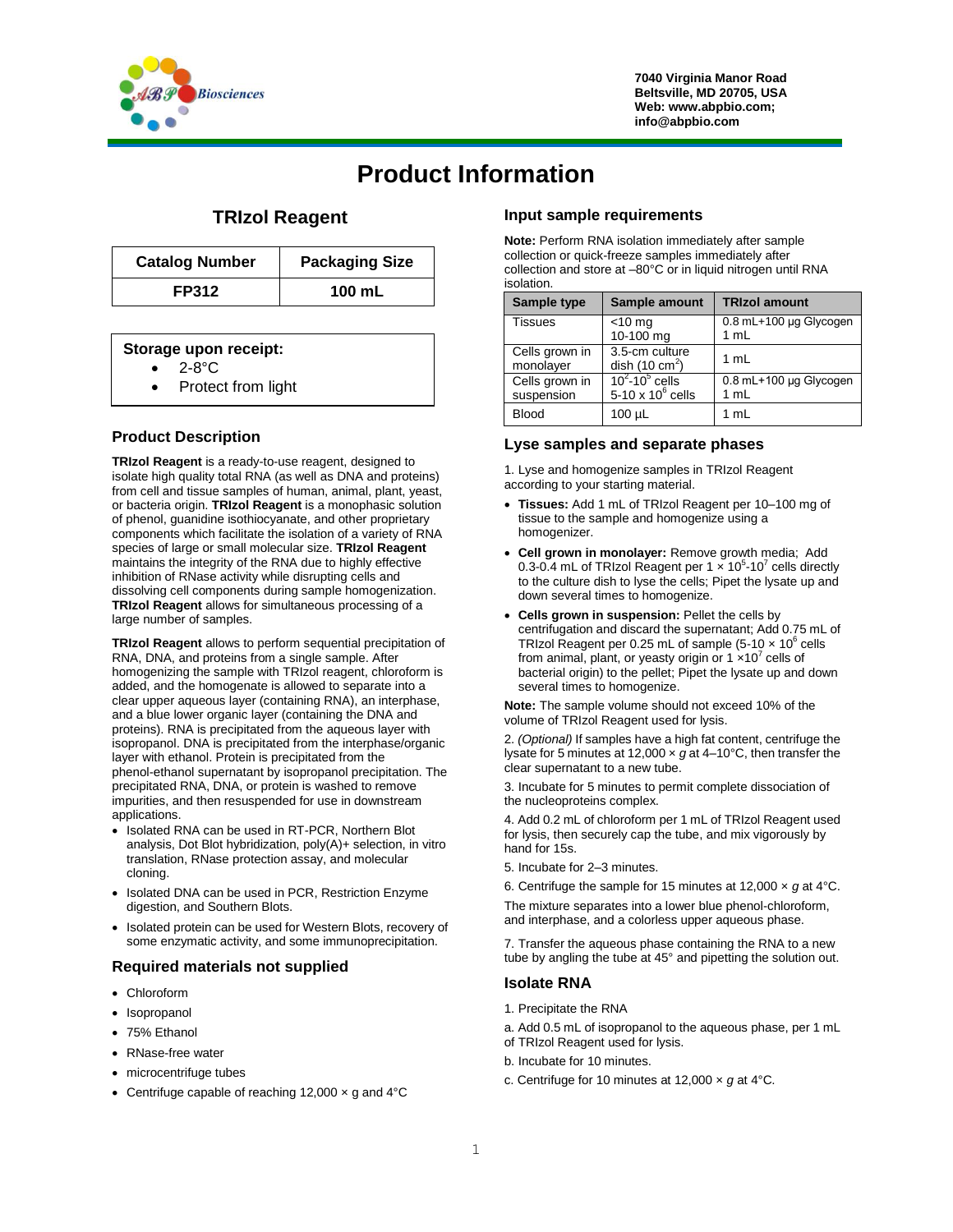7040 Virginia Manor Road
Beltsville, MD 20705, USA
Web: www.abpbio.com;
info@abpbio.com

# Product Information

## TRIzol Reagent

| Catalog Number | Packaging Size |
|---|---|
| FP312 | 100 mL |

**Storage upon receipt:**

- 2-8°C
- Protect from light

### Product Description

**TRIzol Reagent** is a ready-to-use reagent, designed to isolate high quality total RNA (as well as DNA and proteins) from cell and tissue samples of human, animal, plant, yeast, or bacteria origin. **TRIzol Reagent** is a monophasic solution of phenol, guanidine isothiocyanate, and other proprietary components which facilitate the isolation of a variety of RNA species of large or small molecular size. **TRIzol Reagent** maintains the integrity of the RNA due to highly effective inhibition of RNase activity while disrupting cells and dissolving cell components during sample homogenization. **TRIzol Reagent** allows for simultaneous processing of a large number of samples.

**TRIzol Reagent** allows to perform sequential precipitation of RNA, DNA, and proteins from a single sample. After homogenizing the sample with TRIzol reagent, chloroform is added, and the homogenate is allowed to separate into a clear upper aqueous layer (containing RNA), an interphase, and a blue lower organic layer (containing the DNA and proteins). RNA is precipitated from the aqueous layer with isopropanol. DNA is precipitated from the interphase/organic layer with ethanol. Protein is precipitated from the phenol-ethanol supernatant by isopropanol precipitation. The precipitated RNA, DNA, or protein is washed to remove impurities, and then resuspended for use in downstream applications.

- Isolated RNA can be used in RT-PCR, Northern Blot analysis, Dot Blot hybridization, poly(A)+ selection, in vitro translation, RNase protection assay, and molecular cloning.
- Isolated DNA can be used in PCR, Restriction Enzyme digestion, and Southern Blots.
- Isolated protein can be used for Western Blots, recovery of some enzymatic activity, and some immunoprecipitation.

### Required materials not supplied

- Chloroform
- Isopropanol
- 75% Ethanol
- RNase-free water
- microcentrifuge tubes
- Centrifuge capable of reaching 12,000 × g and 4°C

### Input sample requirements

**Note:** Perform RNA isolation immediately after sample collection or quick-freeze samples immediately after collection and store at –80°C or in liquid nitrogen until RNA isolation.

| Sample type | Sample amount | TRIzol amount |
|---|---|---|
| Tissues | <10 mg<br>10-100 mg | 0.8 mL+100 µg Glycogen<br>1 mL |
| Cells grown in monolayer | 3.5-cm culture dish (10 cm$^2$) | 1 mL |
| Cells grown in suspension | $10^2$-$10^5$ cells<br>5-10 x $10^6$ cells | 0.8 mL+100 µg Glycogen<br>1 mL |
| Blood | 100 µL | 1 mL |

### Lyse samples and separate phases

1. Lyse and homogenize samples in TRIzol Reagent according to your starting material.

- **Tissues:** Add 1 mL of TRIzol Reagent per 10–100 mg of tissue to the sample and homogenize using a homogenizer.
- **Cell grown in monolayer:** Remove growth media; Add 0.3-0.4 mL of TRIzol Reagent per 1 × $10^5$-$10^7$ cells directly to the culture dish to lyse the cells; Pipet the lysate up and down several times to homogenize.
- **Cells grown in suspension:** Pellet the cells by centrifugation and discard the supernatant; Add 0.75 mL of TRIzol Reagent per 0.25 mL of sample (5-10 × $10^6$ cells from animal, plant, or yeasty origin or 1 ×$10^7$ cells of bacterial origin) to the pellet; Pipet the lysate up and down several times to homogenize.

**Note:** The sample volume should not exceed 10% of the volume of TRIzol Reagent used for lysis.

2. *(Optional)* If samples have a high fat content, centrifuge the lysate for 5 minutes at 12,000 × *g* at 4–10°C, then transfer the clear supernatant to a new tube.

3. Incubate for 5 minutes to permit complete dissociation of the nucleoproteins complex.

4. Add 0.2 mL of chloroform per 1 mL of TRIzol Reagent used for lysis, then securely cap the tube, and mix vigorously by hand for 15s.

5. Incubate for 2–3 minutes.

6. Centrifuge the sample for 15 minutes at 12,000 × *g* at 4°C.

The mixture separates into a lower blue phenol-chloroform, and interphase, and a colorless upper aqueous phase.

7. Transfer the aqueous phase containing the RNA to a new tube by angling the tube at 45° and pipetting the solution out.

### Isolate RNA

1. Precipitate the RNA

a. Add 0.5 mL of isopropanol to the aqueous phase, per 1 mL of TRIzol Reagent used for lysis.

b. Incubate for 10 minutes.

c. Centrifuge for 10 minutes at 12,000 × *g* at 4°C.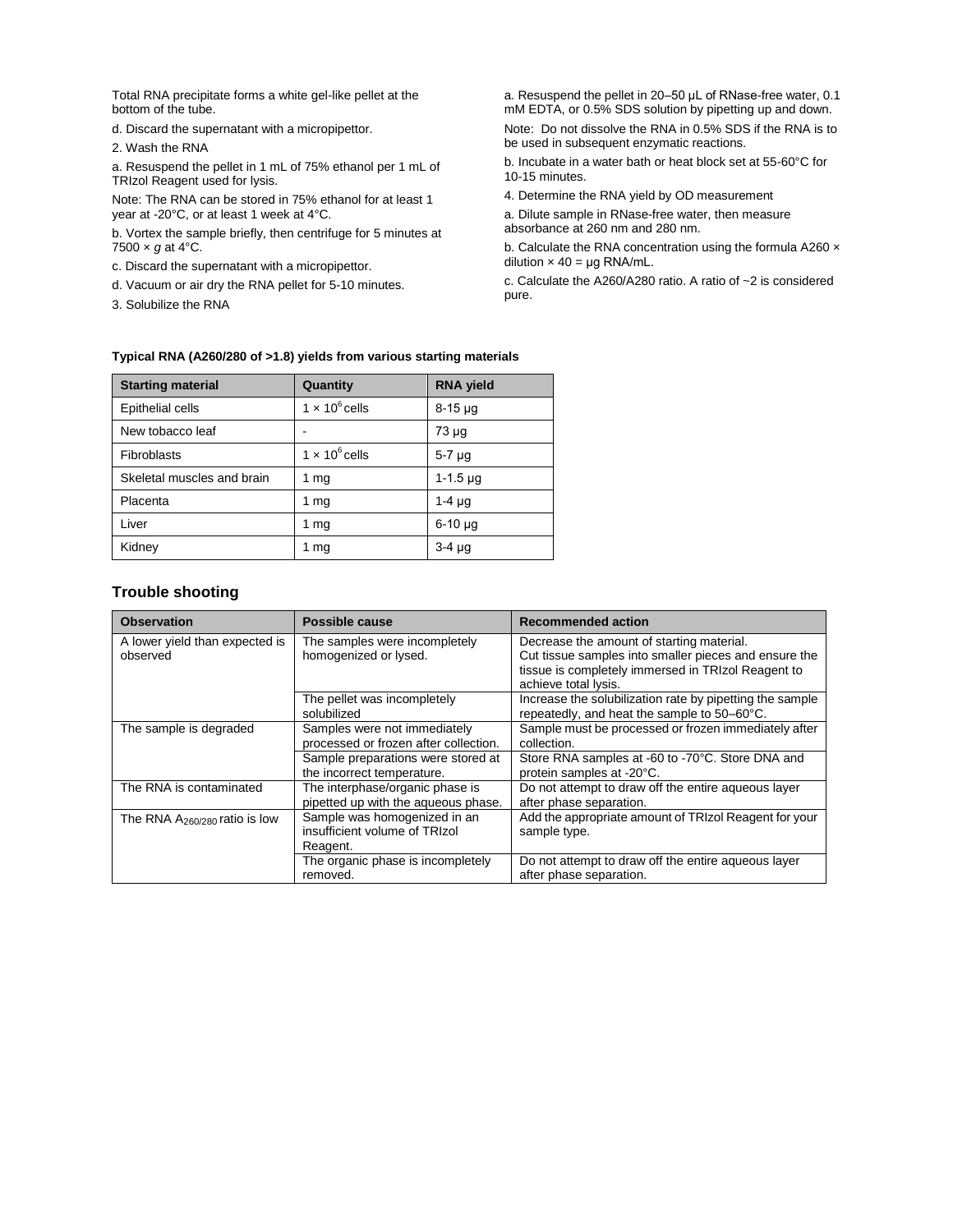Total RNA precipitate forms a white gel-like pellet at the bottom of the tube.

d. Discard the supernatant with a micropipettor.

2. Wash the RNA

a. Resuspend the pellet in 1 mL of 75% ethanol per 1 mL of TRIzol Reagent used for lysis.

Note: The RNA can be stored in 75% ethanol for at least 1 year at -20°C, or at least 1 week at 4°C.

b. Vortex the sample briefly, then centrifuge for 5 minutes at 7500 × *g* at 4°C.

c. Discard the supernatant with a micropipettor.

d. Vacuum or air dry the RNA pellet for 5-10 minutes.

3. Solubilize the RNA

a. Resuspend the pellet in 20–50 µL of RNase-free water, 0.1 mM EDTA, or 0.5% SDS solution by pipetting up and down.

Note: Do not dissolve the RNA in 0.5% SDS if the RNA is to be used in subsequent enzymatic reactions.

b. Incubate in a water bath or heat block set at 55-60°C for 10-15 minutes.

4. Determine the RNA yield by OD measurement

a. Dilute sample in RNase-free water, then measure absorbance at 260 nm and 280 nm.

b. Calculate the RNA concentration using the formula A260 × dilution × 40 = µg RNA/mL.

c. Calculate the A260/A280 ratio. A ratio of ~2 is considered pure.

**Typical RNA (A260/280 of >1.8) yields from various starting materials**

| Starting material | Quantity | RNA yield |
|---|---|---|
| Epithelial cells | $1 \times 10^6$ cells | 8-15 µg |
| New tobacco leaf | - | 73 µg |
| Fibroblasts | $1 \times 10^6$ cells | 5-7 µg |
| Skeletal muscles and brain | 1 mg | 1-1.5 µg |
| Placenta | 1 mg | 1-4 µg |
| Liver | 1 mg | 6-10 µg |
| Kidney | 1 mg | 3-4 µg |

## Trouble shooting

| Observation | Possible cause | Recommended action |
|---|---|---|
| A lower yield than expected is observed | The samples were incompletely homogenized or lysed. | Decrease the amount of starting material. Cut tissue samples into smaller pieces and ensure the tissue is completely immersed in TRIzol Reagent to achieve total lysis. |
| | The pellet was incompletely solubilized | Increase the solubilization rate by pipetting the sample repeatedly, and heat the sample to 50–60°C. |
| The sample is degraded | Samples were not immediately processed or frozen after collection. | Sample must be processed or frozen immediately after collection. |
| | Sample preparations were stored at the incorrect temperature. | Store RNA samples at -60 to -70°C. Store DNA and protein samples at -20°C. |
| The RNA is contaminated | The interphase/organic phase is pipetted up with the aqueous phase. | Do not attempt to draw off the entire aqueous layer after phase separation. |
| The RNA $A_{260/280}$ ratio is low | Sample was homogenized in an insufficient volume of TRIzol Reagent. | Add the appropriate amount of TRIzol Reagent for your sample type. |
| | The organic phase is incompletely removed. | Do not attempt to draw off the entire aqueous layer after phase separation. |